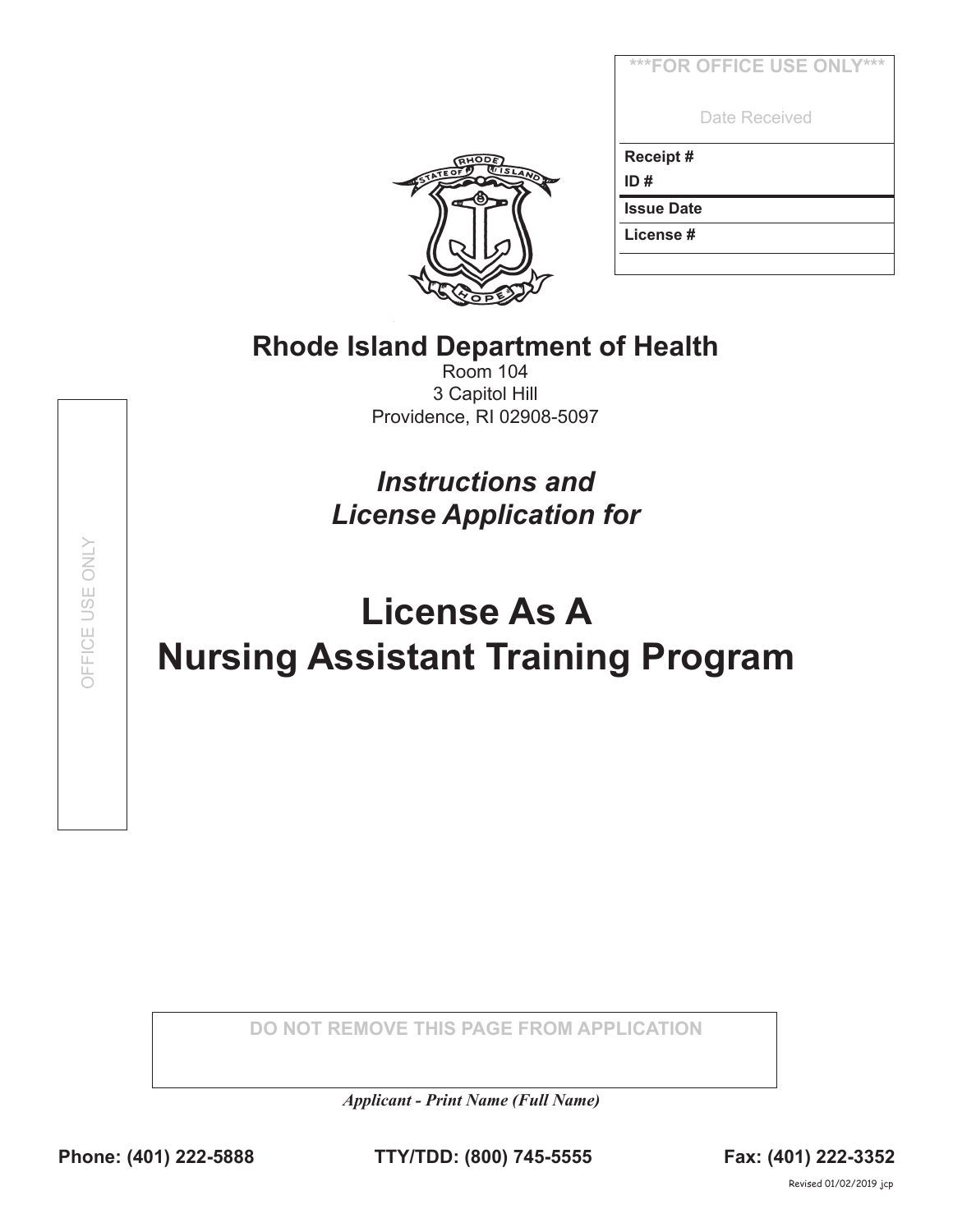| \*\*\*FOR OFFICE USE ONLY\*\*\* |
| --- |
| Date Received |
| **Receipt #** |
| **ID #** |
| **Issue Date** |
| **License #** |

# Rhode Island Department of Health

Room 104
3 Capitol Hill
Providence, RI 02908-5097

*Instructions and*
*License Application for*

# License As A Nursing Assistant Training Program

OFFICE USE ONLY

DO NOT REMOVE THIS PAGE FROM APPLICATION

***Applicant - Print Name (Full Name)***

**Phone: (401) 222-5888** **TTY/TDD: (800) 745-5555** **Fax: (401) 222-3352**

Revised 01/02/2019 jcp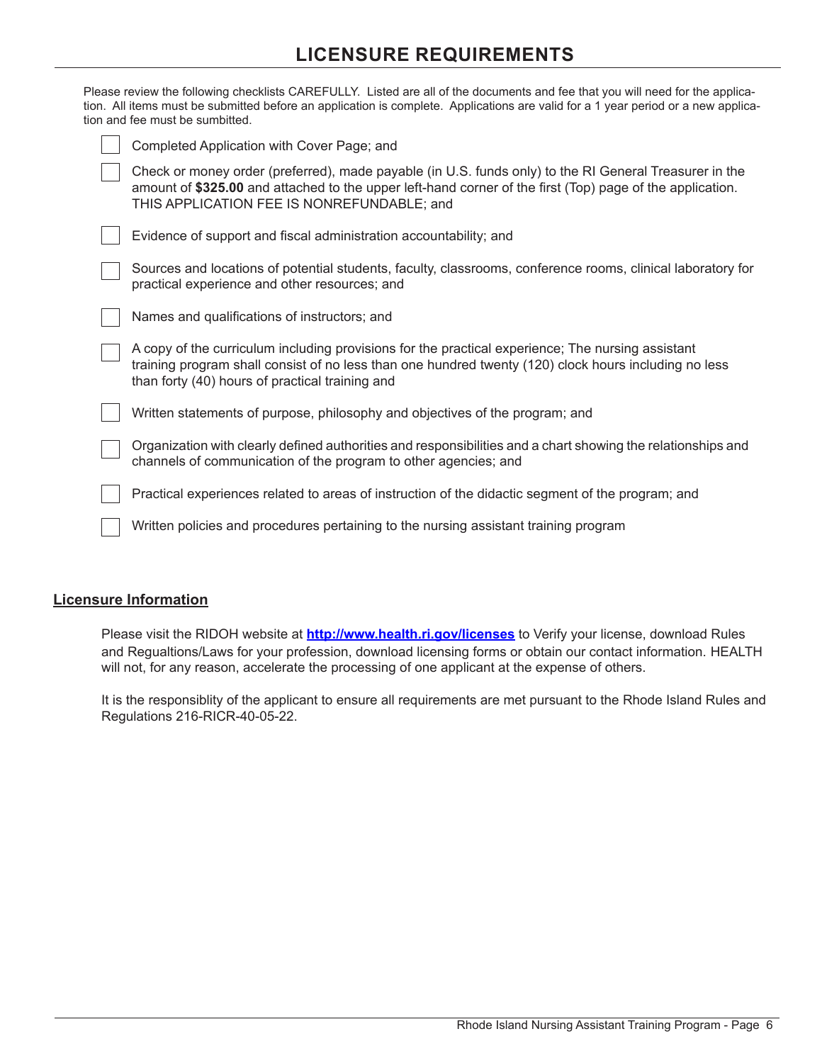# LICENSURE REQUIREMENTS

Please review the following checklists CAREFULLY. Listed are all of the documents and fee that you will need for the application. All items must be submitted before an application is complete. Applications are valid for a 1 year period or a new application and fee must be sumbitted.

- [ ] Completed Application with Cover Page; and
- [ ] Check or money order (preferred), made payable (in U.S. funds only) to the RI General Treasurer in the amount of **$325.00** and attached to the upper left-hand corner of the first (Top) page of the application. THIS APPLICATION FEE IS NONREFUNDABLE; and
- [ ] Evidence of support and fiscal administration accountability; and
- [ ] Sources and locations of potential students, faculty, classrooms, conference rooms, clinical laboratory for practical experience and other resources; and
- [ ] Names and qualifications of instructors; and
- [ ] A copy of the curriculum including provisions for the practical experience; The nursing assistant training program shall consist of no less than one hundred twenty (120) clock hours including no less than forty (40) hours of practical training and
- [ ] Written statements of purpose, philosophy and objectives of the program; and
- [ ] Organization with clearly defined authorities and responsibilities and a chart showing the relationships and channels of communication of the program to other agencies; and
- [ ] Practical experiences related to areas of instruction of the didactic segment of the program; and
- [ ] Written policies and procedures pertaining to the nursing assistant training program

## Licensure Information

Please visit the RIDOH website at **http://www.health.ri.gov/licenses** to Verify your license, download Rules and Regualtions/Laws for your profession, download licensing forms or obtain our contact information. HEALTH will not, for any reason, accelerate the processing of one applicant at the expense of others.

It is the responsiblity of the applicant to ensure all requirements are met pursuant to the Rhode Island Rules and Regulations 216-RICR-40-05-22.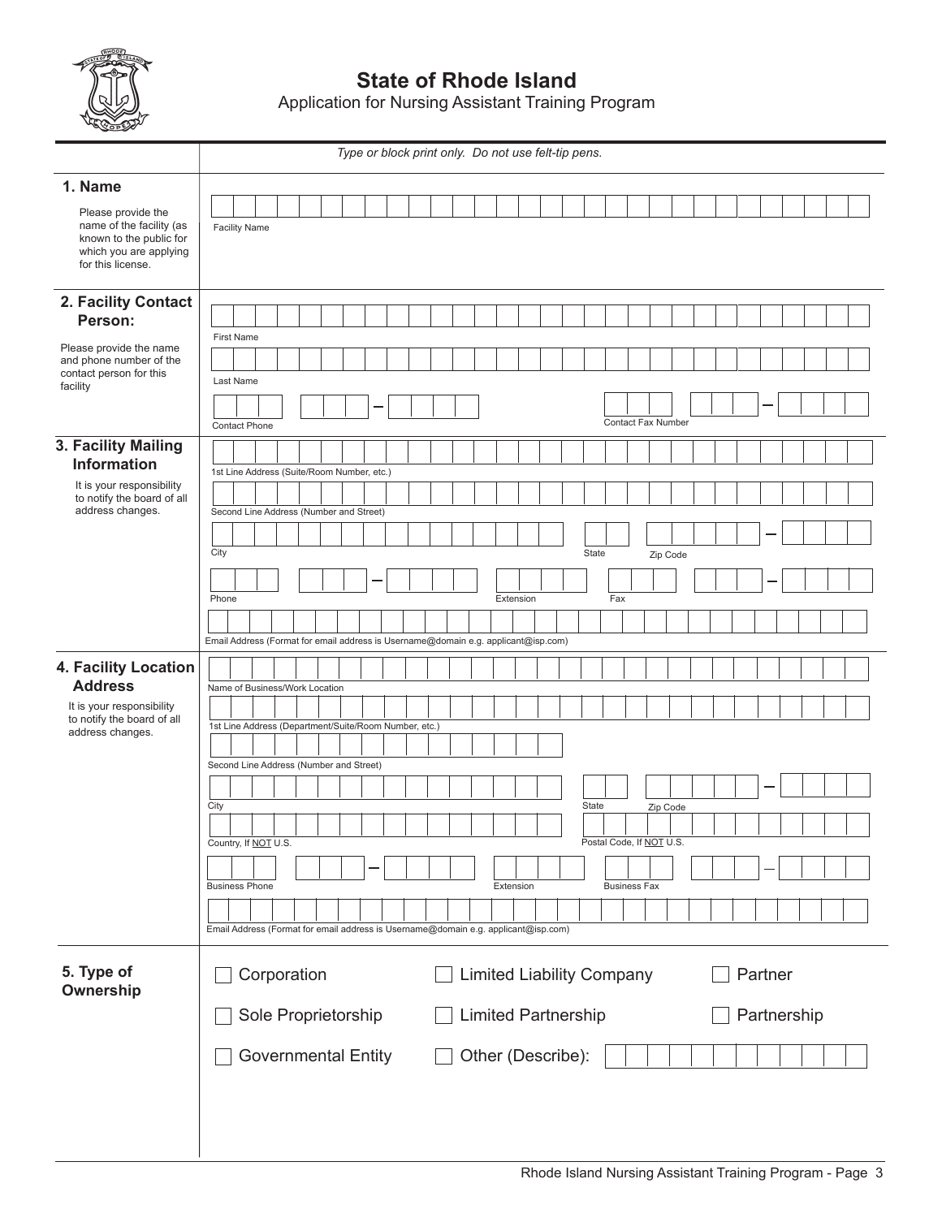# State of Rhode Island

Application for Nursing Assistant Training Program

*Type or block print only. Do not use felt-tip pens.*

## 1. Name

Please provide the name of the facility (as known to the public for which you are applying for this license.

Facility Name

## 2. Facility Contact Person:

Please provide the name and phone number of the contact person for this facility

First Name

Last Name

Contact Phone – Contact Fax Number –

## 3. Facility Mailing Information

It is your responsibility to notify the board of all address changes.

1st Line Address (Suite/Room Number, etc.)

Second Line Address (Number and Street)

City State Zip Code –

Phone – Extension Fax –

Email Address (Format for email address is Username@domain e.g. applicant@isp.com)

## 4. Facility Location Address

It is your responsibility to notify the board of all address changes.

Name of Business/Work Location

1st Line Address (Department/Suite/Room Number, etc.)

Second Line Address (Number and Street)

City State Zip Code –

Country, If NOT U.S. Postal Code, If NOT U.S.

Business Phone – Extension Business Fax –

Email Address (Format for email address is Username@domain e.g. applicant@isp.com)

## 5. Type of Ownership

- ☐ Corporation
- ☐ Limited Liability Company
- ☐ Partner
- ☐ Sole Proprietorship
- ☐ Limited Partnership
- ☐ Partnership
- ☐ Governmental Entity
- ☐ Other (Describe):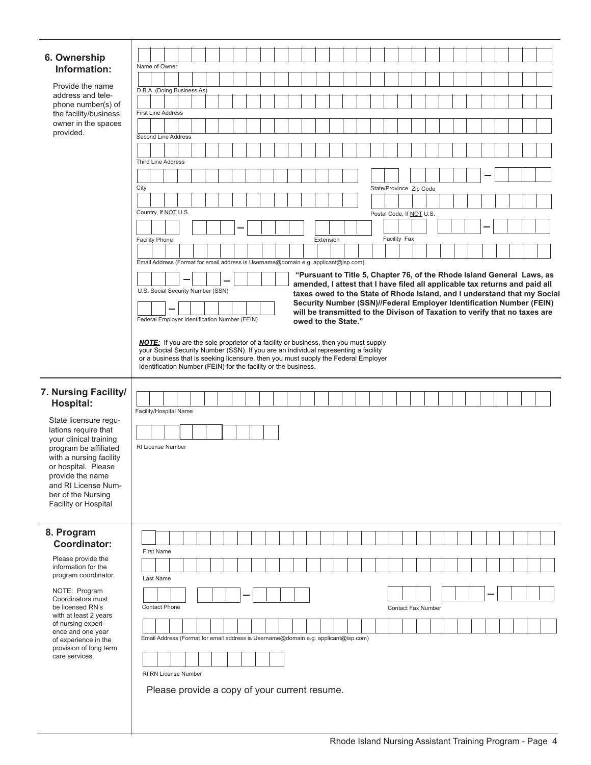## 6. Ownership Information:

Provide the name address and telephone number(s) of the facility/business owner in the spaces provided.

Name of Owner

D.B.A. (Doing Business As)

First Line Address

Second Line Address

Third Line Address

City

State/Province Zip Code

Country, If NOT U.S.

Postal Code, If NOT U.S.

Facility Phone

Extension

Facility Fax

Email Address (Format for email address is Username@domain e.g. applicant@isp.com)

U.S. Social Security Number (SSN)

Federal Employer Identification Number (FEIN)

**"Pursuant to Title 5, Chapter 76, of the Rhode Island General Laws, as amended, I attest that I have filed all applicable tax returns and paid all taxes owed to the State of Rhode Island, and I understand that my Social Security Number (SSN)//Federal Employer Identification Number (FEIN) will be transmitted to the Divison of Taxation to verify that no taxes are owed to the State."**

***NOTE:*** If you are the sole proprietor of a facility or business, then you must supply your Social Security Number (SSN). If you are an individual representing a facility or a business that is seeking licensure, then you must supply the Federal Employer Identification Number (FEIN) for the facility or the business.

## 7. Nursing Facility/ Hospital:

State licensure regulations require that your clinical training program be affiliated with a nursing facility or hospital. Please provide the name and RI License Number of the Nursing Facility or Hospital

Facility/Hospital Name

RI License Number

## 8. Program Coordinator:

Please provide the information for the program coordinator.

NOTE: Program Coordinators must be licensed RN's with at least 2 years of nursing experience and one year of experience in the provision of long term care services.

First Name

Last Name

Contact Phone

Contact Fax Number

Email Address (Format for email address is Username@domain e.g. applicant@isp.com)

RI RN License Number

Please provide a copy of your current resume.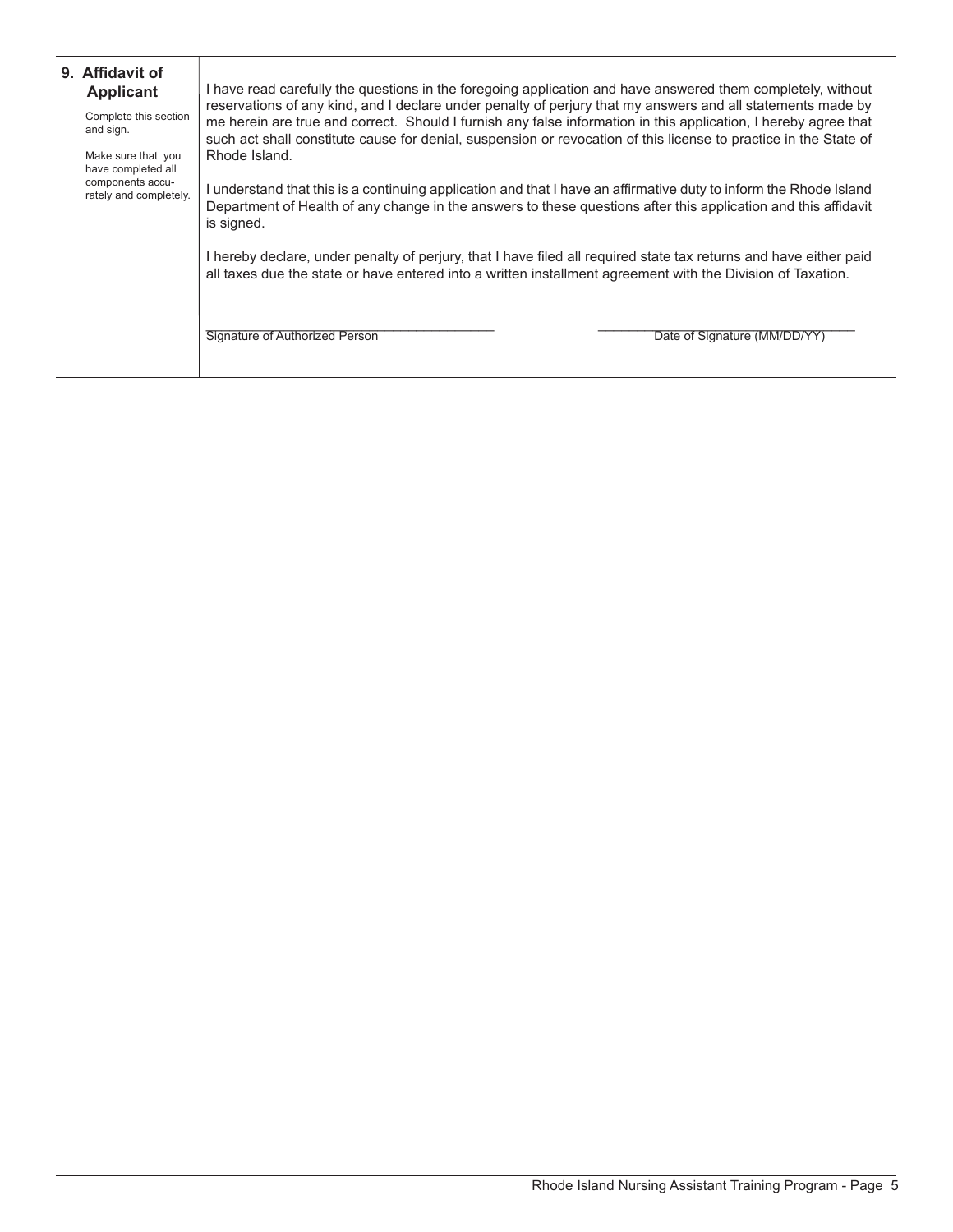## 9. Affidavit of Applicant

Complete this section and sign.

Make sure that you have completed all components accurately and completely.

I have read carefully the questions in the foregoing application and have answered them completely, without reservations of any kind, and I declare under penalty of perjury that my answers and all statements made by me herein are true and correct. Should I furnish any false information in this application, I hereby agree that such act shall constitute cause for denial, suspension or revocation of this license to practice in the State of Rhode Island.

I understand that this is a continuing application and that I have an affirmative duty to inform the Rhode Island Department of Health of any change in the answers to these questions after this application and this affidavit is signed.

I hereby declare, under penalty of perjury, that I have filed all required state tax returns and have either paid all taxes due the state or have entered into a written installment agreement with the Division of Taxation.

______________________________________ Signature of Authorized Person

______________________________________ Date of Signature (MM/DD/YY)